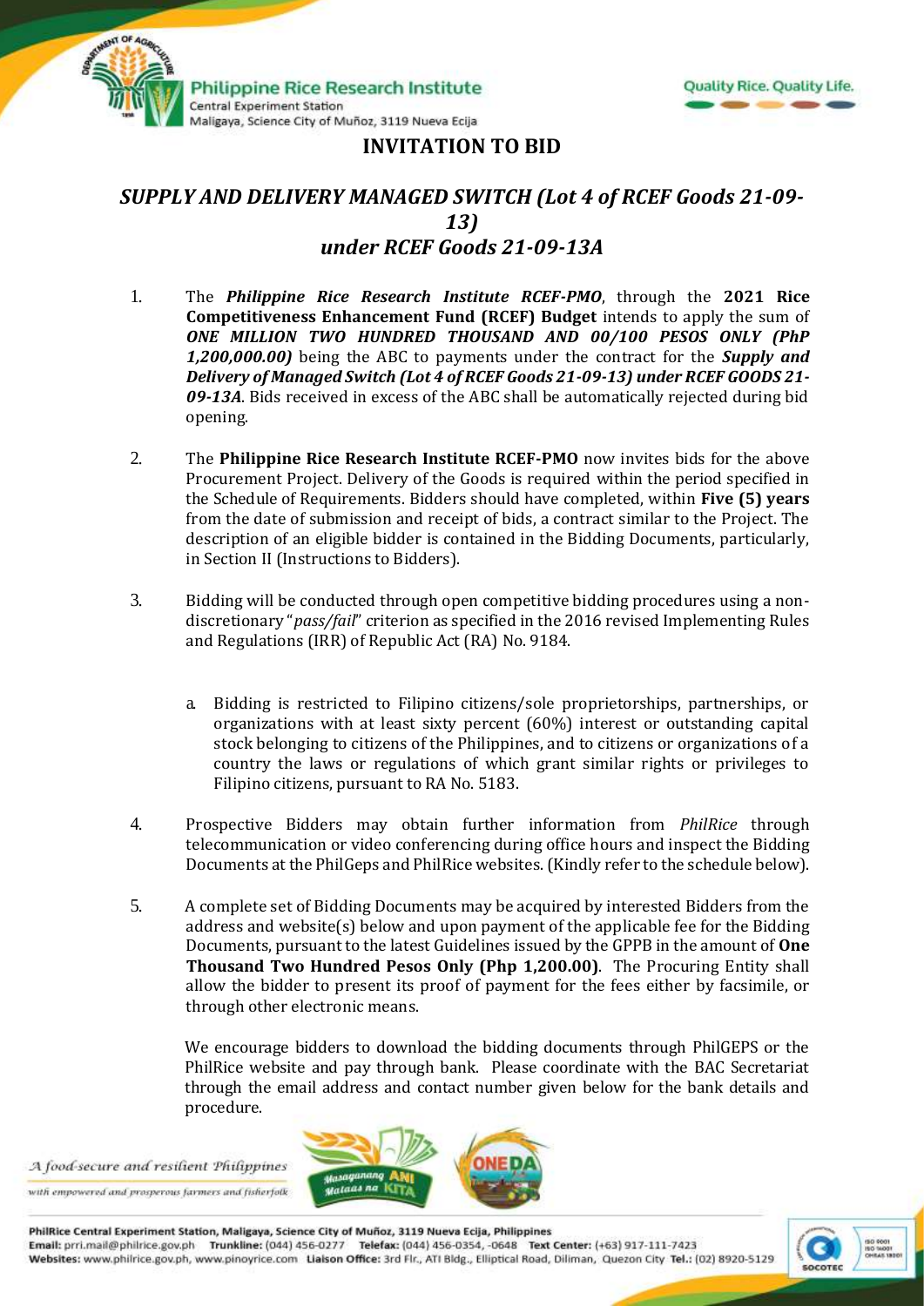# INVITATION TO BID

## *SUPPLY AND DELIVERY MANAGED SWITCH (Lot 4 of RCEF Goods 21-09-13) under RCEF Goods 21-09-13A*

1. The ***Philippine Rice Research Institute RCEF-PMO***, through the **2021 Rice Competitiveness Enhancement Fund (RCEF) Budget** intends to apply the sum of ***ONE MILLION TWO HUNDRED THOUSAND AND 00/100 PESOS ONLY (PhP 1,200,000.00)*** being the ABC to payments under the contract for the ***Supply and Delivery of Managed Switch (Lot 4 of RCEF Goods 21-09-13) under RCEF GOODS 21-09-13A***. Bids received in excess of the ABC shall be automatically rejected during bid opening.

2. The **Philippine Rice Research Institute RCEF-PMO** now invites bids for the above Procurement Project. Delivery of the Goods is required within the period specified in the Schedule of Requirements. Bidders should have completed, within **Five (5) years** from the date of submission and receipt of bids, a contract similar to the Project. The description of an eligible bidder is contained in the Bidding Documents, particularly, in Section II (Instructions to Bidders).

3. Bidding will be conducted through open competitive bidding procedures using a non-discretionary "*pass/fail*" criterion as specified in the 2016 revised Implementing Rules and Regulations (IRR) of Republic Act (RA) No. 9184.

   a. Bidding is restricted to Filipino citizens/sole proprietorships, partnerships, or organizations with at least sixty percent (60%) interest or outstanding capital stock belonging to citizens of the Philippines, and to citizens or organizations of a country the laws or regulations of which grant similar rights or privileges to Filipino citizens, pursuant to RA No. 5183.

4. Prospective Bidders may obtain further information from *PhilRice* through telecommunication or video conferencing during office hours and inspect the Bidding Documents at the PhilGeps and PhilRice websites. (Kindly refer to the schedule below).

5. A complete set of Bidding Documents may be acquired by interested Bidders from the address and website(s) below and upon payment of the applicable fee for the Bidding Documents, pursuant to the latest Guidelines issued by the GPPB in the amount of **One Thousand Two Hundred Pesos Only (Php 1,200.00)**. The Procuring Entity shall allow the bidder to present its proof of payment for the fees either by facsimile, or through other electronic means.

   We encourage bidders to download the bidding documents through PhilGEPS or the PhilRice website and pay through bank. Please coordinate with the BAC Secretariat through the email address and contact number given below for the bank details and procedure.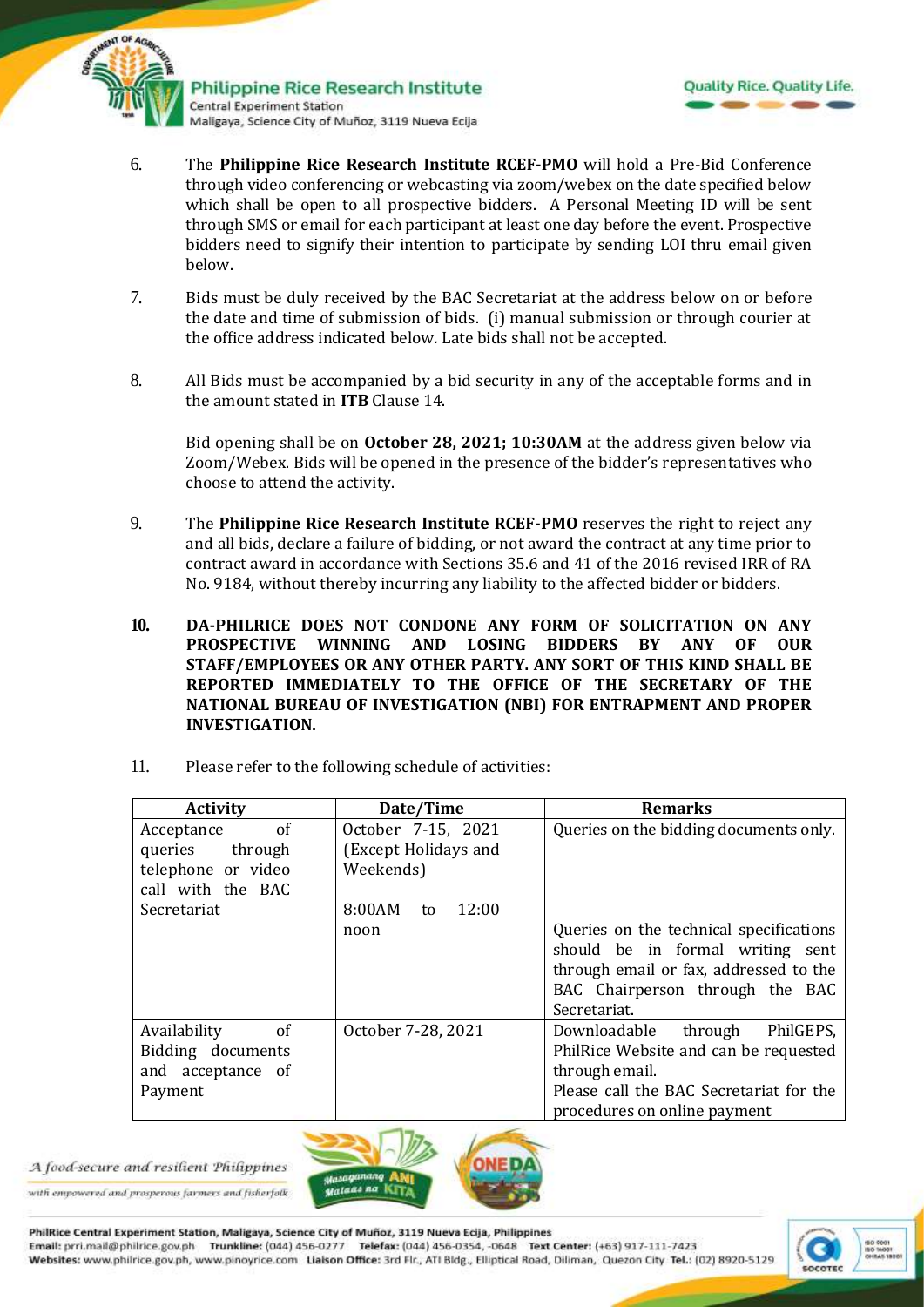6. The **Philippine Rice Research Institute RCEF-PMO** will hold a Pre-Bid Conference through video conferencing or webcasting via zoom/webex on the date specified below which shall be open to all prospective bidders. A Personal Meeting ID will be sent through SMS or email for each participant at least one day before the event. Prospective bidders need to signify their intention to participate by sending LOI thru email given below.

7. Bids must be duly received by the BAC Secretariat at the address below on or before the date and time of submission of bids. (i) manual submission or through courier at the office address indicated below. Late bids shall not be accepted.

8. All Bids must be accompanied by a bid security in any of the acceptable forms and in the amount stated in **ITB** Clause 14.

   Bid opening shall be on **<u>October 28, 2021; 10:30AM</u>** at the address given below via Zoom/Webex. Bids will be opened in the presence of the bidder's representatives who choose to attend the activity.

9. The **Philippine Rice Research Institute RCEF-PMO** reserves the right to reject any and all bids, declare a failure of bidding, or not award the contract at any time prior to contract award in accordance with Sections 35.6 and 41 of the 2016 revised IRR of RA No. 9184, without thereby incurring any liability to the affected bidder or bidders.

10. **DA-PHILRICE DOES NOT CONDONE ANY FORM OF SOLICITATION ON ANY PROSPECTIVE WINNING AND LOSING BIDDERS BY ANY OF OUR STAFF/EMPLOYEES OR ANY OTHER PARTY. ANY SORT OF THIS KIND SHALL BE REPORTED IMMEDIATELY TO THE OFFICE OF THE SECRETARY OF THE NATIONAL BUREAU OF INVESTIGATION (NBI) FOR ENTRAPMENT AND PROPER INVESTIGATION.**

11. Please refer to the following schedule of activities:

| Activity | Date/Time | Remarks |
| --- | --- | --- |
| Acceptance of queries through telephone or video call with the BAC Secretariat | October 7-15, 2021 (Except Holidays and Weekends)<br><br>8:00AM to 12:00 noon | Queries on the bidding documents only.<br><br>Queries on the technical specifications should be in formal writing sent through email or fax, addressed to the BAC Chairperson through the BAC Secretariat. |
| Availability of Bidding documents and acceptance of Payment | October 7-28, 2021 | Downloadable through PhilGEPS, PhilRice Website and can be requested through email.<br>Please call the BAC Secretariat for the procedures on online payment |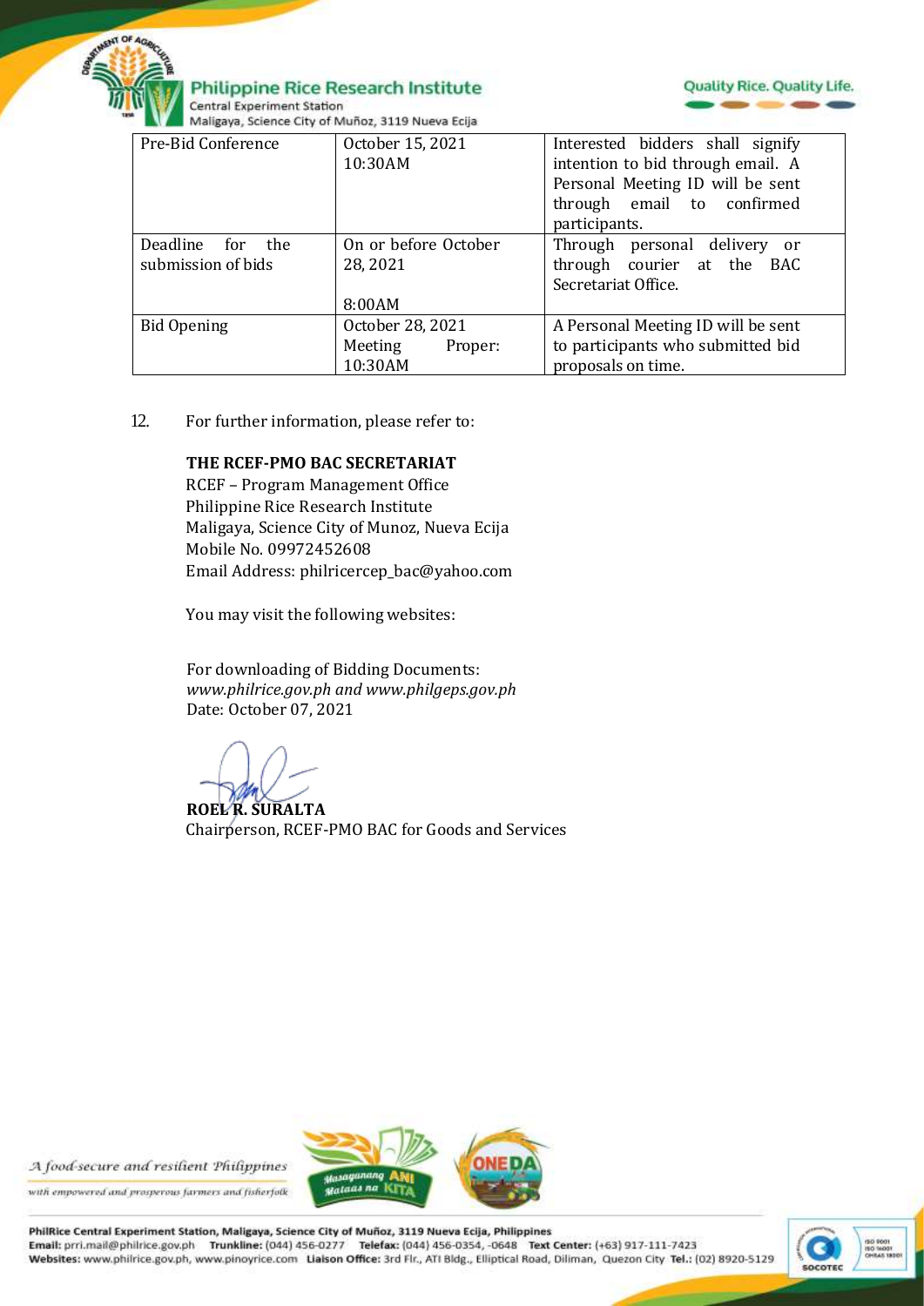| | | |
|---|---|---|
| Pre-Bid Conference | October 15, 2021<br>10:30AM | Interested bidders shall signify intention to bid through email. A Personal Meeting ID will be sent through email to confirmed participants. |
| Deadline for the submission of bids | On or before October 28, 2021<br><br>8:00AM | Through personal delivery or through courier at the BAC Secretariat Office. |
| Bid Opening | October 28, 2021<br>Meeting Proper: 10:30AM | A Personal Meeting ID will be sent to participants who submitted bid proposals on time. |

12. For further information, please refer to:

**THE RCEF-PMO BAC SECRETARIAT**
RCEF – Program Management Office
Philippine Rice Research Institute
Maligaya, Science City of Munoz, Nueva Ecija
Mobile No. 09972452608
Email Address: philricercep_bac@yahoo.com

You may visit the following websites:

For downloading of Bidding Documents:
*www.philrice.gov.ph and www.philgeps.gov.ph*
Date: October 07, 2021

**ROEL R. SURALTA**
Chairperson, RCEF-PMO BAC for Goods and Services